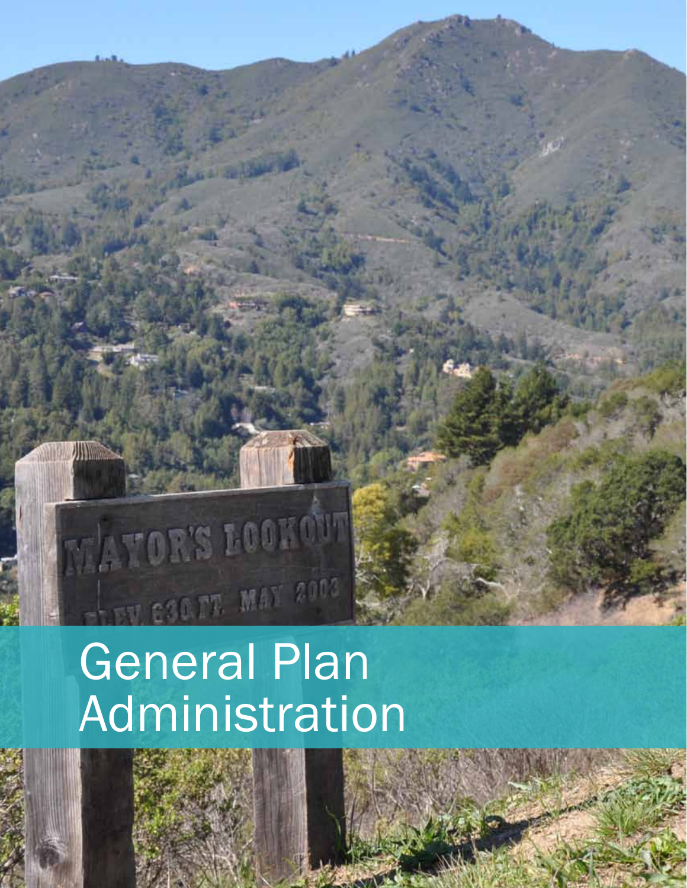# General Plan Administration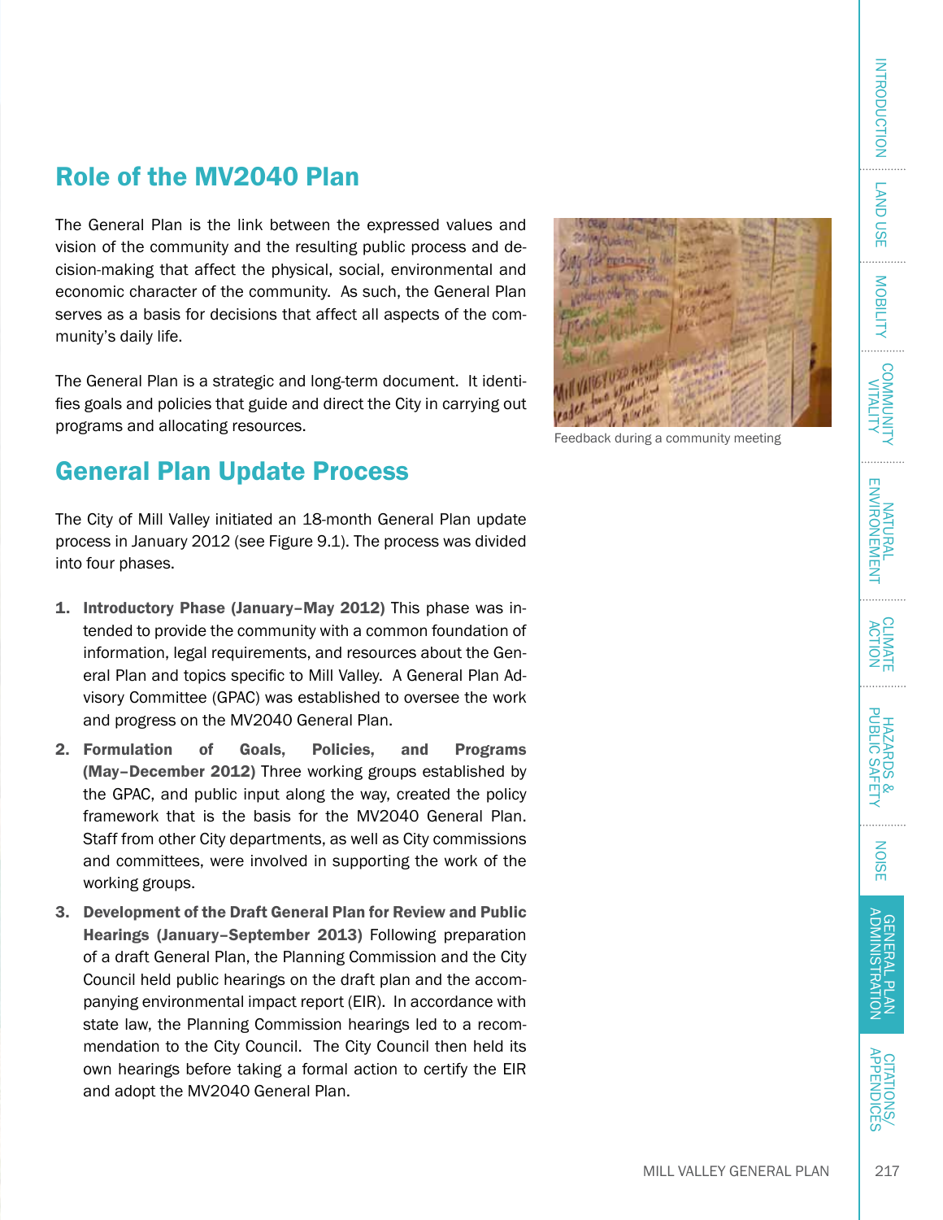## Role of the MV2040 Plan

The General Plan is the link between the expressed values and vision of the community and the resulting public process and decision-making that affect the physical, social, environmental and economic character of the community. As such, the General Plan serves as a basis for decisions that affect all aspects of the community's daily life.

The General Plan is a strategic and long-term document. It identifies goals and policies that guide and direct the City in carrying out programs and allocating resources.

Feedback during a community meeting

## General Plan Update Process

The City of Mill Valley initiated an 18-month General Plan update process in January 2012 (see Figure 9.1). The process was divided into four phases.

1. **Introductory Phase (January–May 2012)** This phase was intended to provide the community with a common foundation of information, legal requirements, and resources about the General Plan and topics specific to Mill Valley. A General Plan Advisory Committee (GPAC) was established to oversee the work and progress on the MV2040 General Plan.
2. **Formulation of Goals, Policies, and Programs (May–December 2012)** Three working groups established by the GPAC, and public input along the way, created the policy framework that is the basis for the MV2040 General Plan. Staff from other City departments, as well as City commissions and committees, were involved in supporting the work of the working groups.
3. **Development of the Draft General Plan for Review and Public Hearings (January–September 2013)** Following preparation of a draft General Plan, the Planning Commission and the City Council held public hearings on the draft plan and the accompanying environmental impact report (EIR). In accordance with state law, the Planning Commission hearings led to a recommendation to the City Council. The City Council then held its own hearings before taking a formal action to certify the EIR and adopt the MV2040 General Plan.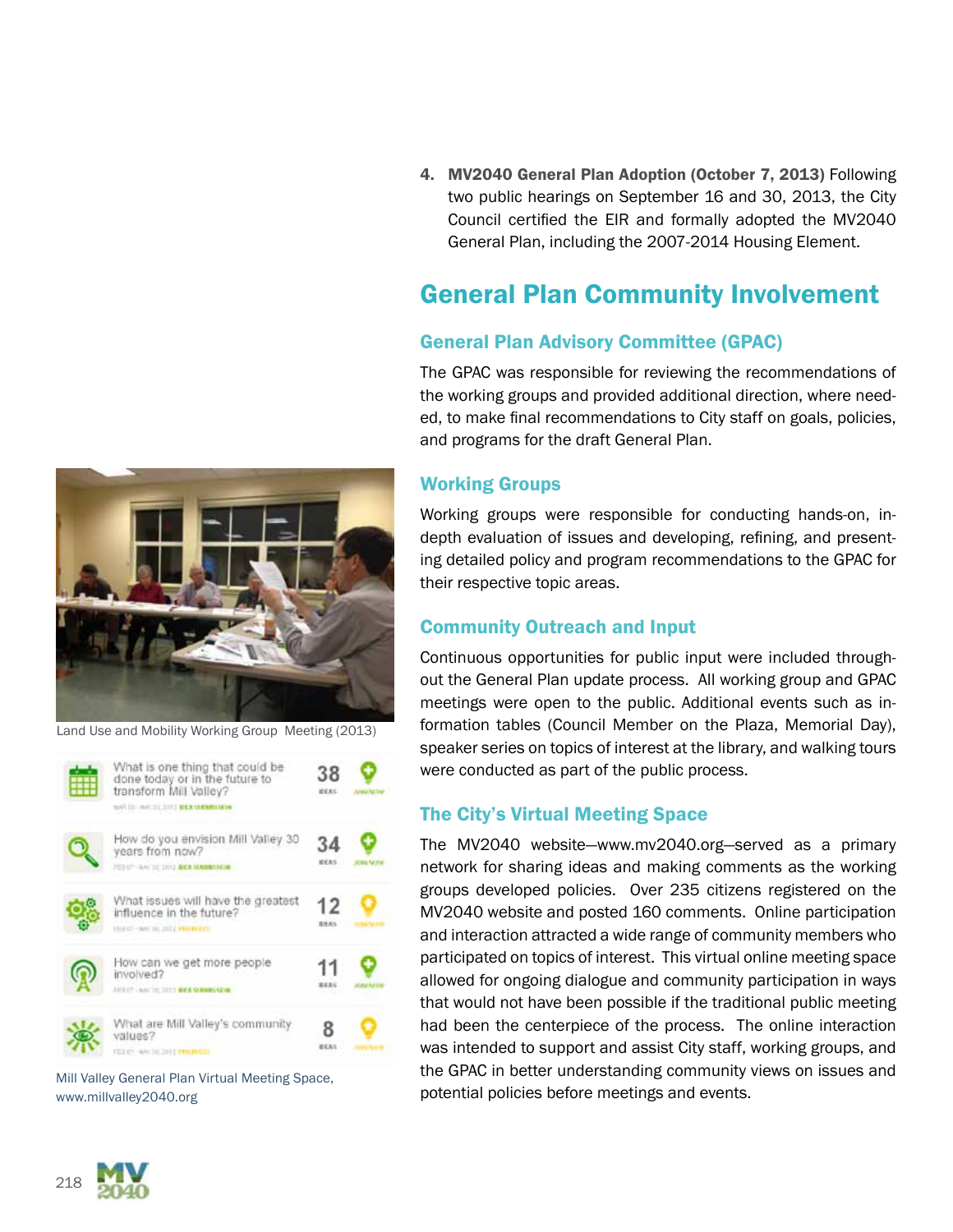4. **MV2040 General Plan Adoption (October 7, 2013)** Following two public hearings on September 16 and 30, 2013, the City Council certified the EIR and formally adopted the MV2040 General Plan, including the 2007-2014 Housing Element.

## General Plan Community Involvement

### General Plan Advisory Committee (GPAC)

The GPAC was responsible for reviewing the recommendations of the working groups and provided additional direction, where needed, to make final recommendations to City staff on goals, policies, and programs for the draft General Plan.

### Working Groups

Working groups were responsible for conducting hands-on, in-depth evaluation of issues and developing, refining, and presenting detailed policy and program recommendations to the GPAC for their respective topic areas.

### Community Outreach and Input

Continuous opportunities for public input were included throughout the General Plan update process. All working group and GPAC meetings were open to the public. Additional events such as information tables (Council Member on the Plaza, Memorial Day), speaker series on topics of interest at the library, and walking tours were conducted as part of the public process.

### The City's Virtual Meeting Space

The MV2040 website—www.mv2040.org—served as a primary network for sharing ideas and making comments as the working groups developed policies. Over 235 citizens registered on the MV2040 website and posted 160 comments. Online participation and interaction attracted a wide range of community members who participated on topics of interest. This virtual online meeting space allowed for ongoing dialogue and community participation in ways that would not have been possible if the traditional public meeting had been the centerpiece of the process. The online interaction was intended to support and assist City staff, working groups, and the GPAC in better understanding community views on issues and potential policies before meetings and events.

Land Use and Mobility Working Group Meeting (2013)

| Question | Ideas |
| --- | --- |
| What is one thing that could be done today or in the future to transform Mill Valley? | 38 |
| How do you envision Mill Valley 30 years from now? | 34 |
| What issues will have the greatest influence in the future? | 12 |
| How can we get more people involved? | 11 |
| What are Mill Valley's community values? | 8 |

Mill Valley General Plan Virtual Meeting Space, www.millvalley2040.org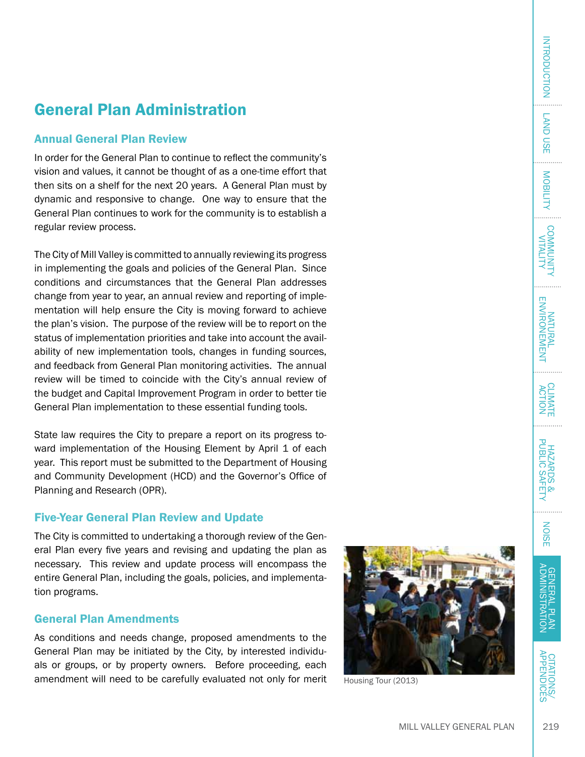# General Plan Administration

## Annual General Plan Review

In order for the General Plan to continue to reflect the community's vision and values, it cannot be thought of as a one-time effort that then sits on a shelf for the next 20 years. A General Plan must by dynamic and responsive to change. One way to ensure that the General Plan continues to work for the community is to establish a regular review process.

The City of Mill Valley is committed to annually reviewing its progress in implementing the goals and policies of the General Plan. Since conditions and circumstances that the General Plan addresses change from year to year, an annual review and reporting of implementation will help ensure the City is moving forward to achieve the plan's vision. The purpose of the review will be to report on the status of implementation priorities and take into account the availability of new implementation tools, changes in funding sources, and feedback from General Plan monitoring activities. The annual review will be timed to coincide with the City's annual review of the budget and Capital Improvement Program in order to better tie General Plan implementation to these essential funding tools.

State law requires the City to prepare a report on its progress toward implementation of the Housing Element by April 1 of each year. This report must be submitted to the Department of Housing and Community Development (HCD) and the Governor's Office of Planning and Research (OPR).

## Five-Year General Plan Review and Update

The City is committed to undertaking a thorough review of the General Plan every five years and revising and updating the plan as necessary. This review and update process will encompass the entire General Plan, including the goals, policies, and implementation programs.

## General Plan Amendments

As conditions and needs change, proposed amendments to the General Plan may be initiated by the City, by interested individuals or groups, or by property owners. Before proceeding, each amendment will need to be carefully evaluated not only for merit

Housing Tour (2013)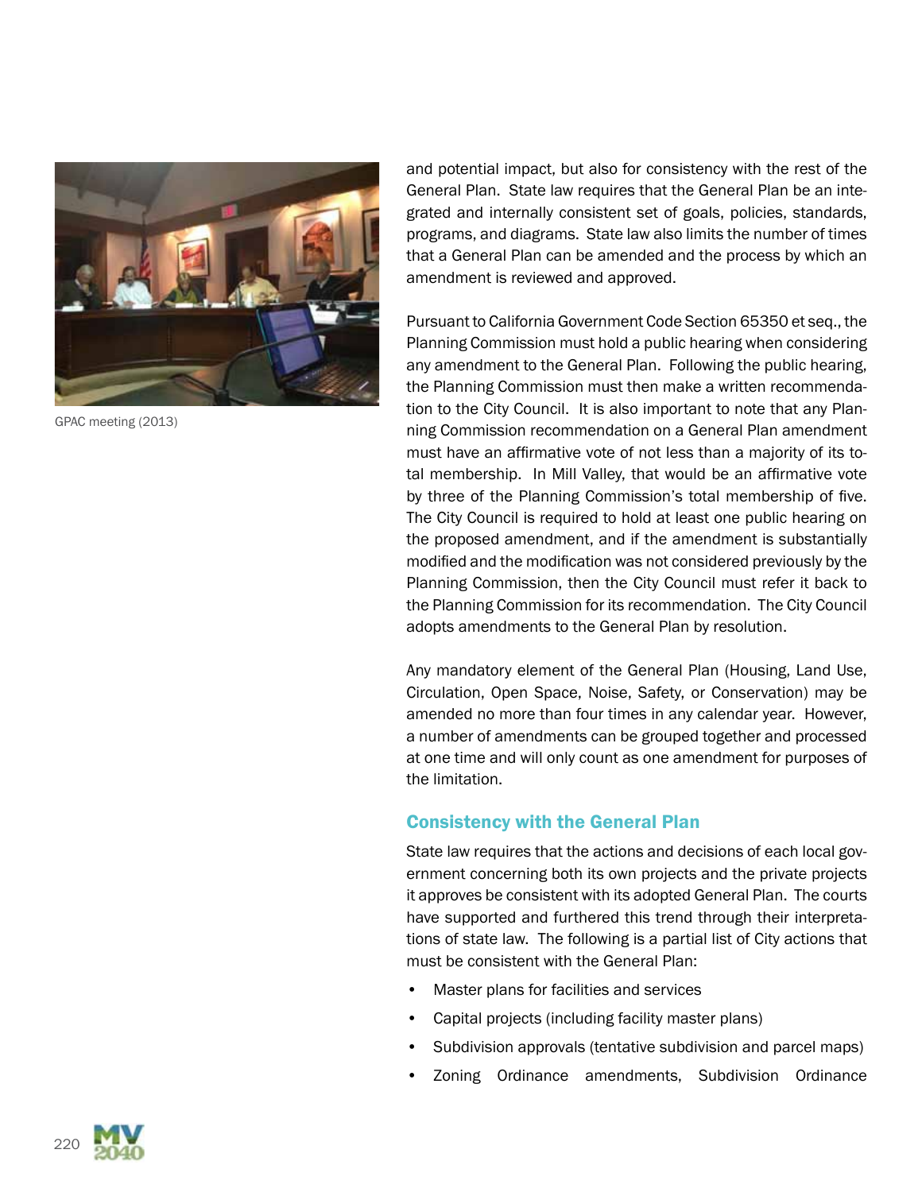GPAC meeting (2013)

and potential impact, but also for consistency with the rest of the General Plan. State law requires that the General Plan be an integrated and internally consistent set of goals, policies, standards, programs, and diagrams. State law also limits the number of times that a General Plan can be amended and the process by which an amendment is reviewed and approved.

Pursuant to California Government Code Section 65350 et seq., the Planning Commission must hold a public hearing when considering any amendment to the General Plan. Following the public hearing, the Planning Commission must then make a written recommendation to the City Council. It is also important to note that any Planning Commission recommendation on a General Plan amendment must have an affirmative vote of not less than a majority of its total membership. In Mill Valley, that would be an affirmative vote by three of the Planning Commission's total membership of five. The City Council is required to hold at least one public hearing on the proposed amendment, and if the amendment is substantially modified and the modification was not considered previously by the Planning Commission, then the City Council must refer it back to the Planning Commission for its recommendation. The City Council adopts amendments to the General Plan by resolution.

Any mandatory element of the General Plan (Housing, Land Use, Circulation, Open Space, Noise, Safety, or Conservation) may be amended no more than four times in any calendar year. However, a number of amendments can be grouped together and processed at one time and will only count as one amendment for purposes of the limitation.

### Consistency with the General Plan

State law requires that the actions and decisions of each local government concerning both its own projects and the private projects it approves be consistent with its adopted General Plan. The courts have supported and furthered this trend through their interpretations of state law. The following is a partial list of City actions that must be consistent with the General Plan:

- Master plans for facilities and services
- Capital projects (including facility master plans)
- Subdivision approvals (tentative subdivision and parcel maps)
- Zoning Ordinance amendments, Subdivision Ordinance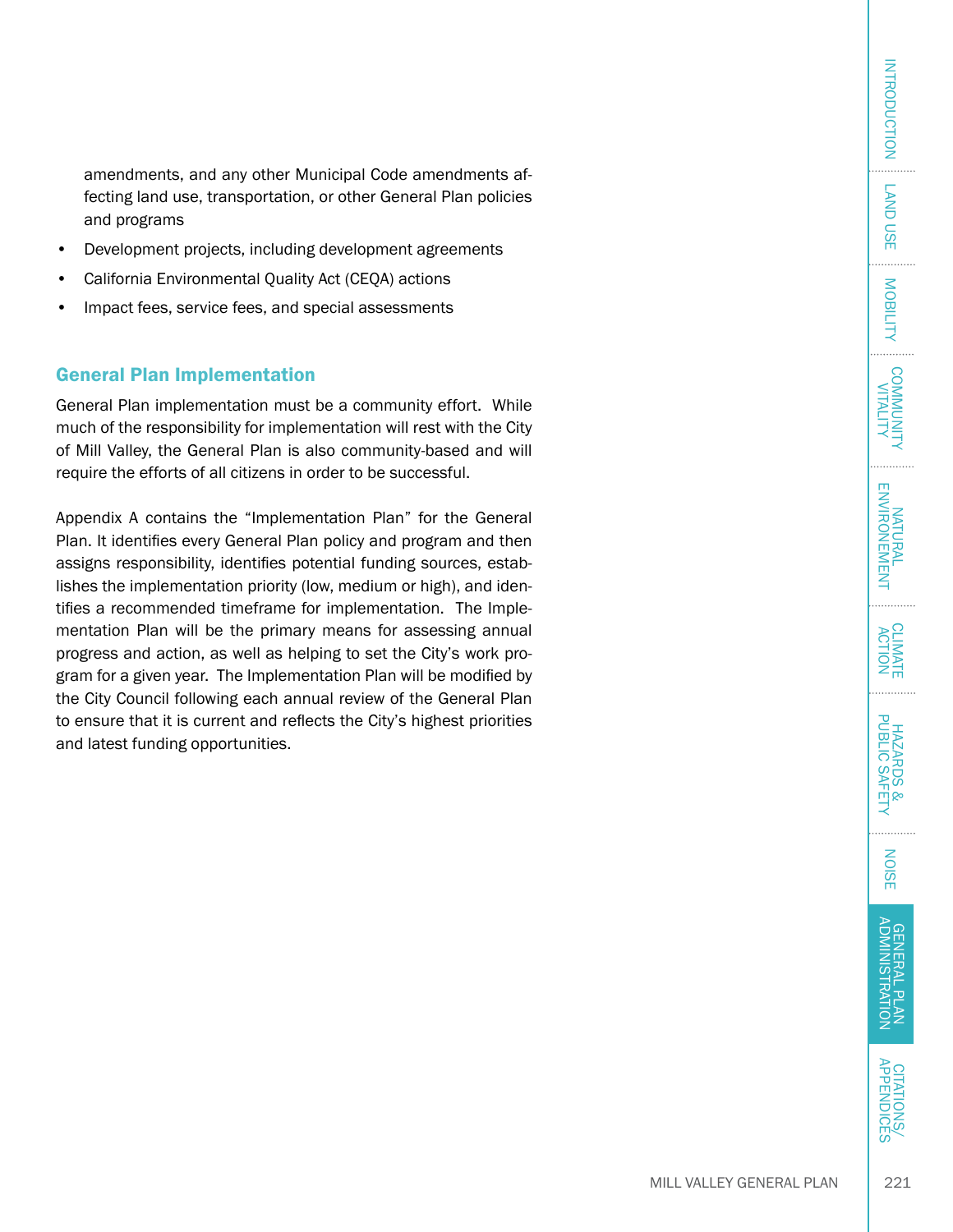amendments, and any other Municipal Code amendments affecting land use, transportation, or other General Plan policies and programs

- Development projects, including development agreements
- California Environmental Quality Act (CEQA) actions
- Impact fees, service fees, and special assessments

## General Plan Implementation

General Plan implementation must be a community effort. While much of the responsibility for implementation will rest with the City of Mill Valley, the General Plan is also community-based and will require the efforts of all citizens in order to be successful.

Appendix A contains the "Implementation Plan" for the General Plan. It identifies every General Plan policy and program and then assigns responsibility, identifies potential funding sources, establishes the implementation priority (low, medium or high), and identifies a recommended timeframe for implementation. The Implementation Plan will be the primary means for assessing annual progress and action, as well as helping to set the City's work program for a given year. The Implementation Plan will be modified by the City Council following each annual review of the General Plan to ensure that it is current and reflects the City's highest priorities and latest funding opportunities.